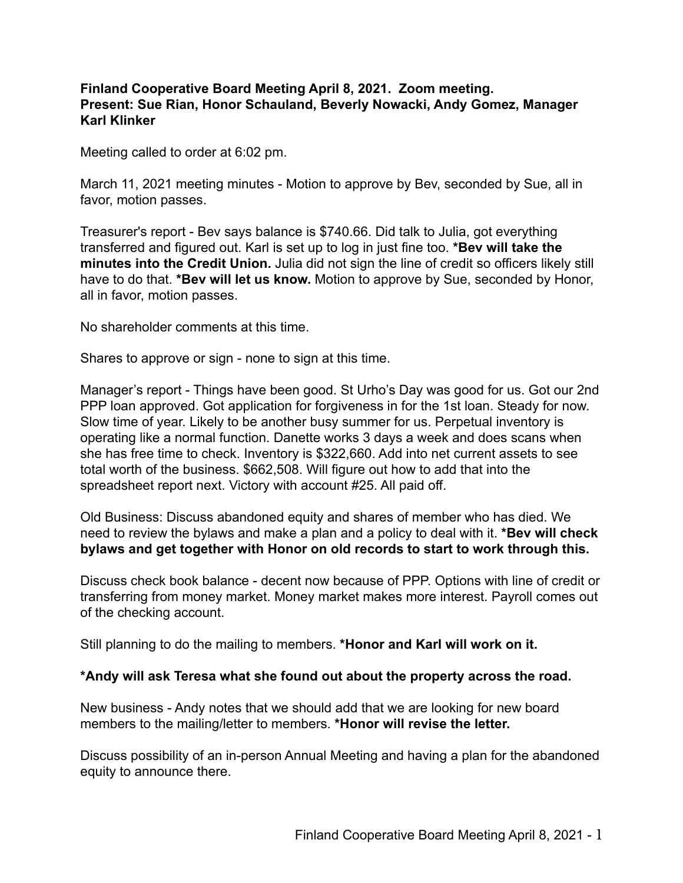**Finland Cooperative Board Meeting April 8, 2021. Zoom meeting.**
**Present: Sue Rian, Honor Schauland, Beverly Nowacki, Andy Gomez, Manager Karl Klinker**

Meeting called to order at 6:02 pm.

March 11, 2021 meeting minutes - Motion to approve by Bev, seconded by Sue, all in favor, motion passes.

Treasurer's report - Bev says balance is $740.66. Did talk to Julia, got everything transferred and figured out. Karl is set up to log in just fine too. ***Bev will take the minutes into the Credit Union.** Julia did not sign the line of credit so officers likely still have to do that. ***Bev will let us know.** Motion to approve by Sue, seconded by Honor, all in favor, motion passes.

No shareholder comments at this time.

Shares to approve or sign - none to sign at this time.

Manager's report - Things have been good. St Urho's Day was good for us. Got our 2nd PPP loan approved. Got application for forgiveness in for the 1st loan. Steady for now. Slow time of year. Likely to be another busy summer for us. Perpetual inventory is operating like a normal function. Danette works 3 days a week and does scans when she has free time to check. Inventory is $322,660. Add into net current assets to see total worth of the business. $662,508. Will figure out how to add that into the spreadsheet report next. Victory with account #25. All paid off.

Old Business: Discuss abandoned equity and shares of member who has died. We need to review the bylaws and make a plan and a policy to deal with it. ***Bev will check bylaws and get together with Honor on old records to start to work through this.**

Discuss check book balance - decent now because of PPP. Options with line of credit or transferring from money market. Money market makes more interest. Payroll comes out of the checking account.

Still planning to do the mailing to members. ***Honor and Karl will work on it.**

***Andy will ask Teresa what she found out about the property across the road.**

New business - Andy notes that we should add that we are looking for new board members to the mailing/letter to members. ***Honor will revise the letter.**

Discuss possibility of an in-person Annual Meeting and having a plan for the abandoned equity to announce there.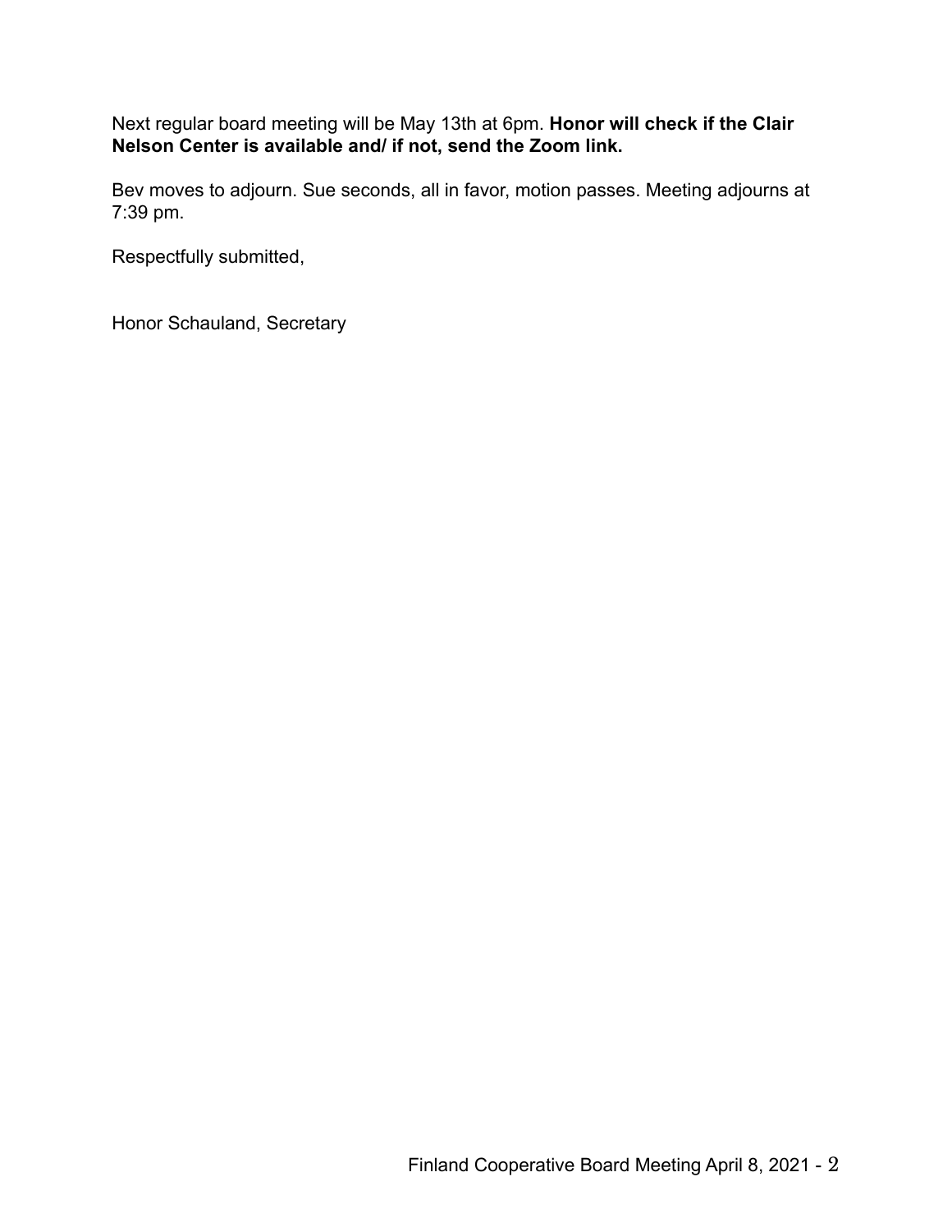Next regular board meeting will be May 13th at 6pm. **Honor will check if the Clair Nelson Center is available and/ if not, send the Zoom link.**

Bev moves to adjourn. Sue seconds, all in favor, motion passes. Meeting adjourns at 7:39 pm.

Respectfully submitted,

Honor Schauland, Secretary